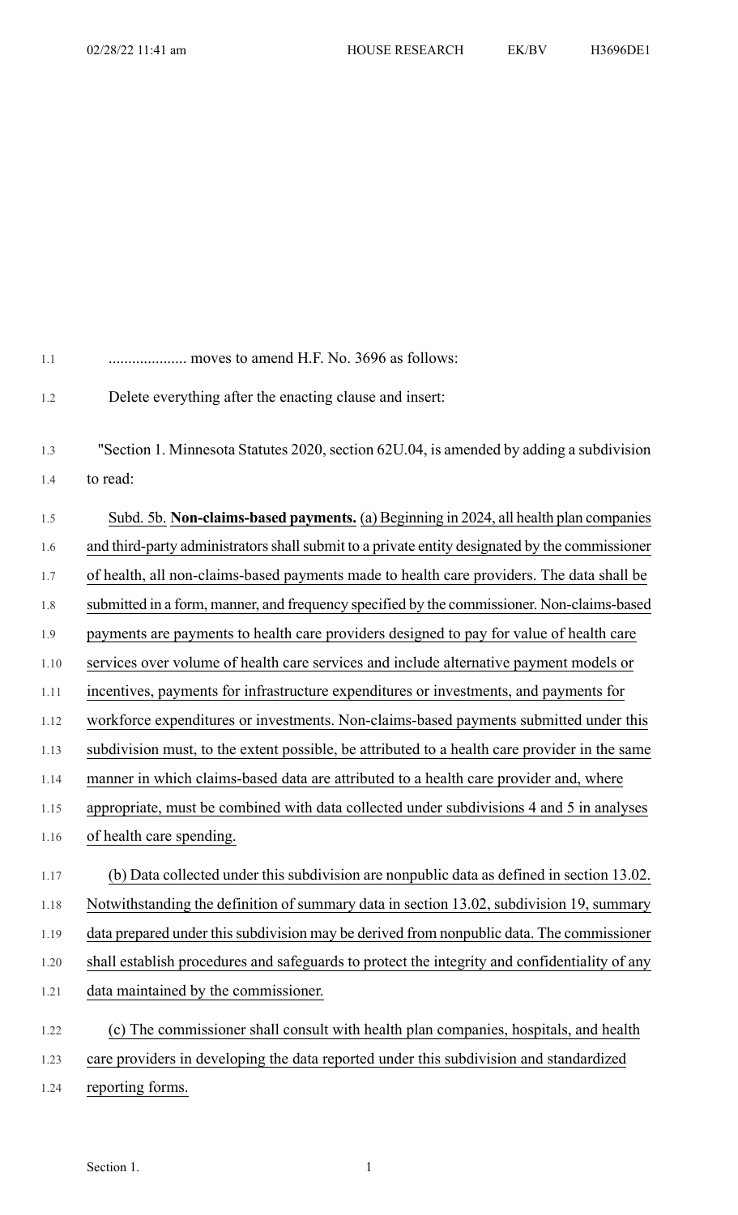.................... moves to amend H.F. No. 3696 as follows:

Delete everything after the enacting clause and insert:

"Section 1. Minnesota Statutes 2020, section 62U.04, is amended by adding a subdivision to read:

Subd. 5b. **Non-claims-based payments.** (a) Beginning in 2024, all health plan companies and third-party administrators shall submit to a private entity designated by the commissioner of health, all non-claims-based payments made to health care providers. The data shall be submitted in a form, manner, and frequency specified by the commissioner. Non-claims-based payments are payments to health care providers designed to pay for value of health care services over volume of health care services and include alternative payment models or incentives, payments for infrastructure expenditures or investments, and payments for workforce expenditures or investments. Non-claims-based payments submitted under this subdivision must, to the extent possible, be attributed to a health care provider in the same manner in which claims-based data are attributed to a health care provider and, where appropriate, must be combined with data collected under subdivisions 4 and 5 in analyses of health care spending.

(b) Data collected under this subdivision are nonpublic data as defined in section 13.02. Notwithstanding the definition of summary data in section 13.02, subdivision 19, summary data prepared under this subdivision may be derived from nonpublic data. The commissioner shall establish procedures and safeguards to protect the integrity and confidentiality of any data maintained by the commissioner.

(c) The commissioner shall consult with health plan companies, hospitals, and health care providers in developing the data reported under this subdivision and standardized reporting forms.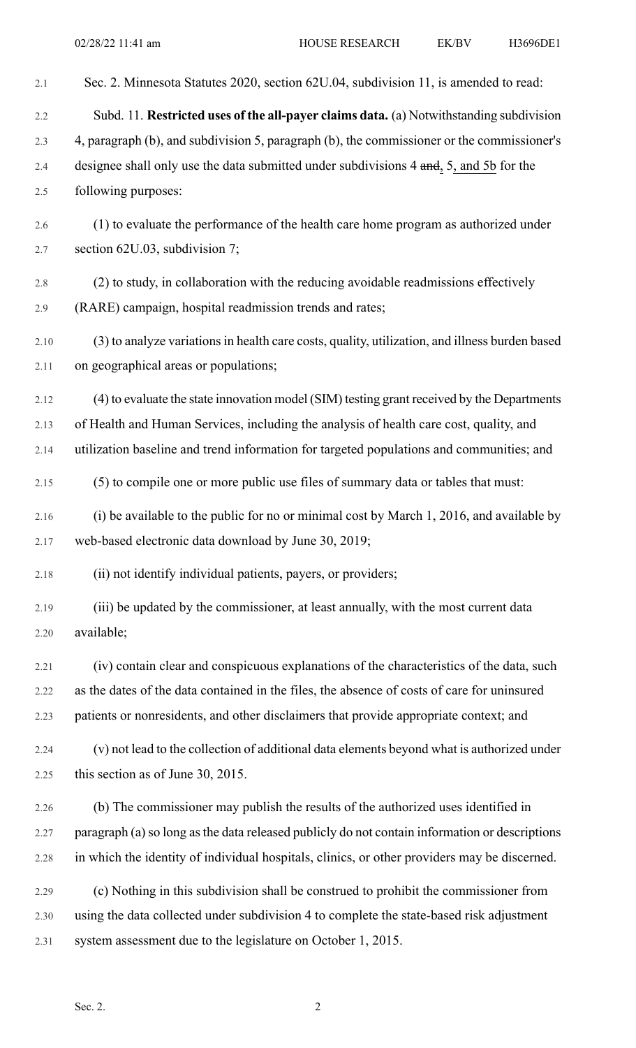Sec. 2. Minnesota Statutes 2020, section 62U.04, subdivision 11, is amended to read:

Subd. 11. **Restricted uses of the all-payer claims data.** (a) Notwithstanding subdivision 4, paragraph (b), and subdivision 5, paragraph (b), the commissioner or the commissioner's designee shall only use the data submitted under subdivisions 4 ~~and~~, 5, and 5b for the following purposes:

(1) to evaluate the performance of the health care home program as authorized under section 62U.03, subdivision 7;

(2) to study, in collaboration with the reducing avoidable readmissions effectively (RARE) campaign, hospital readmission trends and rates;

(3) to analyze variations in health care costs, quality, utilization, and illness burden based on geographical areas or populations;

(4) to evaluate the state innovation model (SIM) testing grant received by the Departments of Health and Human Services, including the analysis of health care cost, quality, and utilization baseline and trend information for targeted populations and communities; and

(5) to compile one or more public use files of summary data or tables that must:

(i) be available to the public for no or minimal cost by March 1, 2016, and available by web-based electronic data download by June 30, 2019;

(ii) not identify individual patients, payers, or providers;

(iii) be updated by the commissioner, at least annually, with the most current data available;

(iv) contain clear and conspicuous explanations of the characteristics of the data, such as the dates of the data contained in the files, the absence of costs of care for uninsured patients or nonresidents, and other disclaimers that provide appropriate context; and

(v) not lead to the collection of additional data elements beyond what is authorized under this section as of June 30, 2015.

(b) The commissioner may publish the results of the authorized uses identified in paragraph (a) so long as the data released publicly do not contain information or descriptions in which the identity of individual hospitals, clinics, or other providers may be discerned.

(c) Nothing in this subdivision shall be construed to prohibit the commissioner from using the data collected under subdivision 4 to complete the state-based risk adjustment system assessment due to the legislature on October 1, 2015.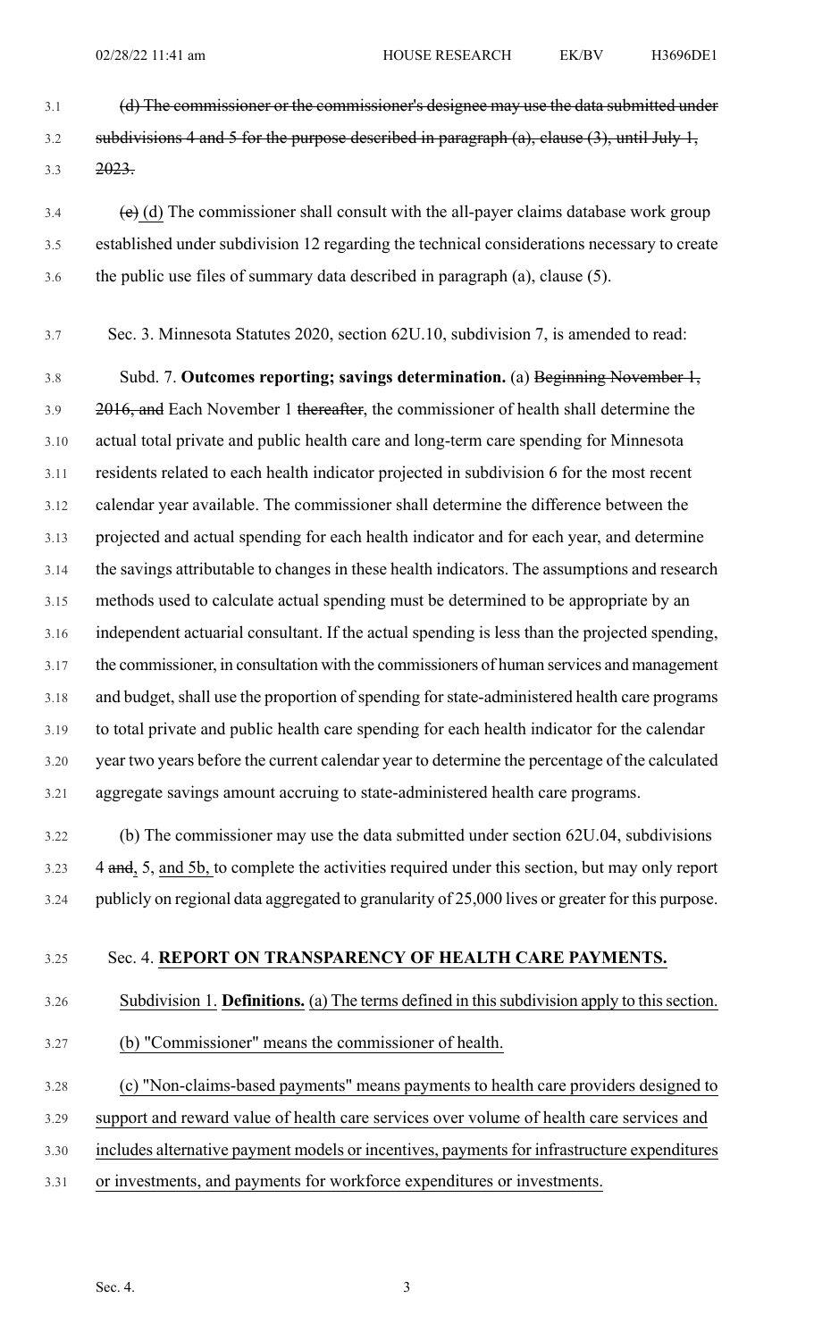~~(d) The commissioner or the commissioner's designee may use the data submitted under subdivisions 4 and 5 for the purpose described in paragraph (a), clause (3), until July 1, 2023.~~

~~(e)~~ (d) The commissioner shall consult with the all-payer claims database work group established under subdivision 12 regarding the technical considerations necessary to create the public use files of summary data described in paragraph (a), clause (5).

Sec. 3. Minnesota Statutes 2020, section 62U.10, subdivision 7, is amended to read:

Subd. 7. **Outcomes reporting; savings determination.** (a) ~~Beginning November 1, 2016, and~~ Each November 1 ~~thereafter~~, the commissioner of health shall determine the actual total private and public health care and long-term care spending for Minnesota residents related to each health indicator projected in subdivision 6 for the most recent calendar year available. The commissioner shall determine the difference between the projected and actual spending for each health indicator and for each year, and determine the savings attributable to changes in these health indicators. The assumptions and research methods used to calculate actual spending must be determined to be appropriate by an independent actuarial consultant. If the actual spending is less than the projected spending, the commissioner, in consultation with the commissioners of human services and management and budget, shall use the proportion of spending for state-administered health care programs to total private and public health care spending for each health indicator for the calendar year two years before the current calendar year to determine the percentage of the calculated aggregate savings amount accruing to state-administered health care programs.

(b) The commissioner may use the data submitted under section 62U.04, subdivisions 4 ~~and~~, 5, <u>and 5b,</u> to complete the activities required under this section, but may only report publicly on regional data aggregated to granularity of 25,000 lives or greater for this purpose.

Sec. 4. **REPORT ON TRANSPARENCY OF HEALTH CARE PAYMENTS.**

<u>Subdivision 1. **Definitions.** (a) The terms defined in this subdivision apply to this section.</u>

<u>(b) "Commissioner" means the commissioner of health.</u>

<u>(c) "Non-claims-based payments" means payments to health care providers designed to support and reward value of health care services over volume of health care services and includes alternative payment models or incentives, payments for infrastructure expenditures or investments, and payments for workforce expenditures or investments.</u>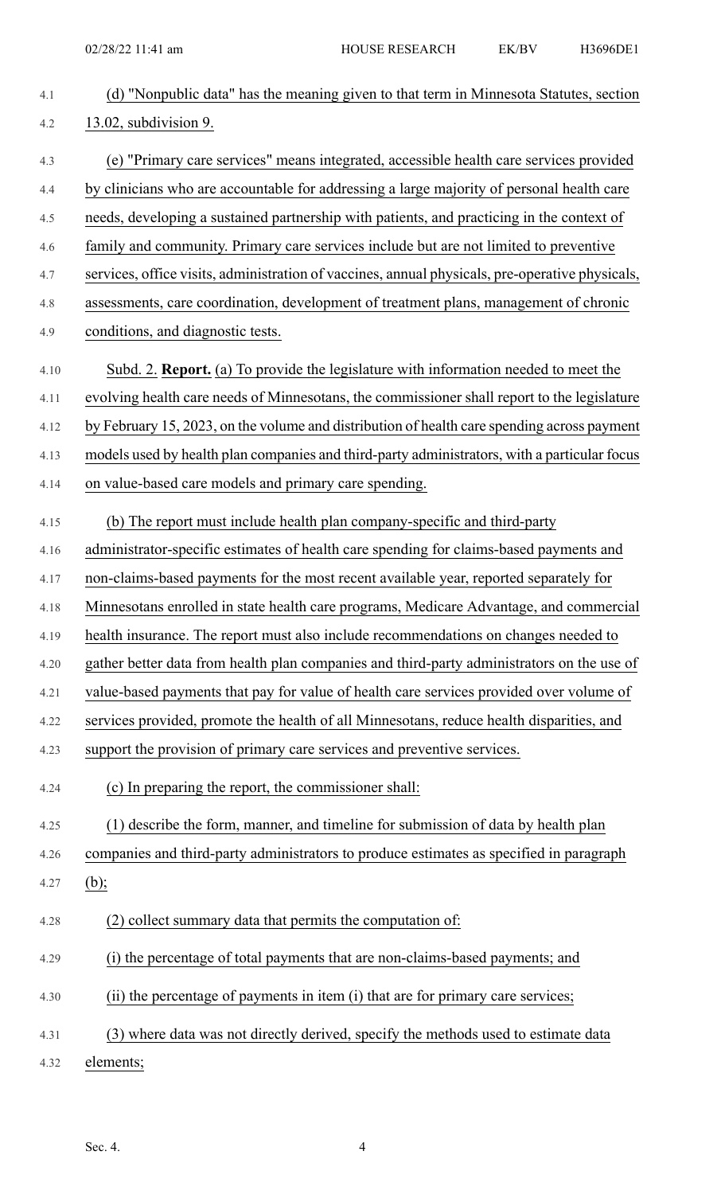(d) "Nonpublic data" has the meaning given to that term in Minnesota Statutes, section 13.02, subdivision 9.

(e) "Primary care services" means integrated, accessible health care services provided by clinicians who are accountable for addressing a large majority of personal health care needs, developing a sustained partnership with patients, and practicing in the context of family and community. Primary care services include but are not limited to preventive services, office visits, administration of vaccines, annual physicals, pre-operative physicals, assessments, care coordination, development of treatment plans, management of chronic conditions, and diagnostic tests.

Subd. 2. **Report.** (a) To provide the legislature with information needed to meet the evolving health care needs of Minnesotans, the commissioner shall report to the legislature by February 15, 2023, on the volume and distribution of health care spending across payment models used by health plan companies and third-party administrators, with a particular focus on value-based care models and primary care spending.

(b) The report must include health plan company-specific and third-party administrator-specific estimates of health care spending for claims-based payments and non-claims-based payments for the most recent available year, reported separately for Minnesotans enrolled in state health care programs, Medicare Advantage, and commercial health insurance. The report must also include recommendations on changes needed to gather better data from health plan companies and third-party administrators on the use of value-based payments that pay for value of health care services provided over volume of services provided, promote the health of all Minnesotans, reduce health disparities, and support the provision of primary care services and preventive services.

(c) In preparing the report, the commissioner shall:

(1) describe the form, manner, and timeline for submission of data by health plan companies and third-party administrators to produce estimates as specified in paragraph (b);

(2) collect summary data that permits the computation of:

(i) the percentage of total payments that are non-claims-based payments; and

(ii) the percentage of payments in item (i) that are for primary care services;

(3) where data was not directly derived, specify the methods used to estimate data elements;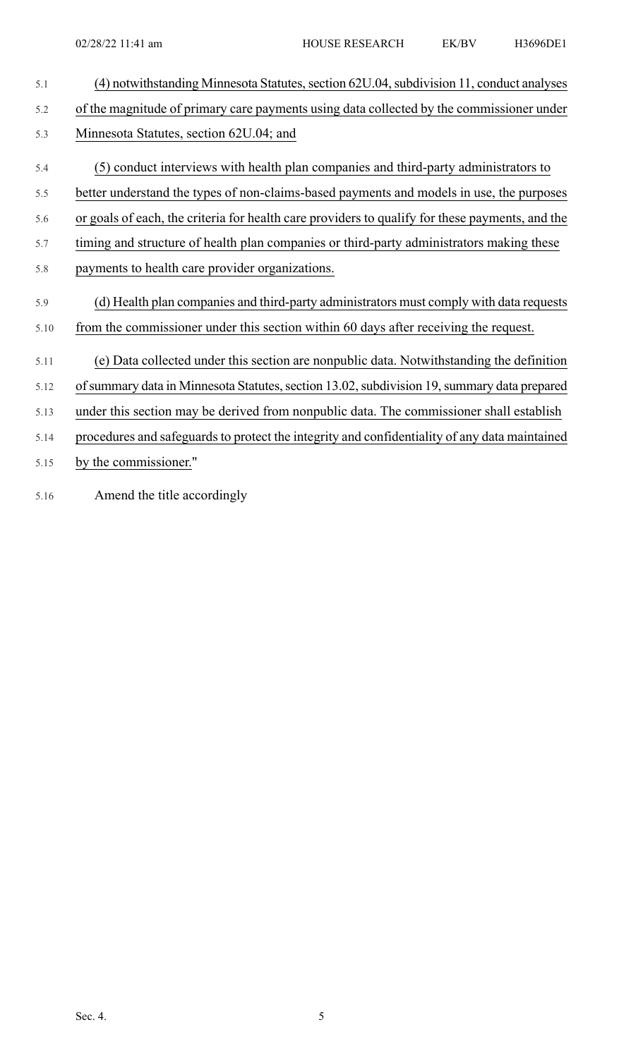(4) notwithstanding Minnesota Statutes, section 62U.04, subdivision 11, conduct analyses of the magnitude of primary care payments using data collected by the commissioner under Minnesota Statutes, section 62U.04; and

(5) conduct interviews with health plan companies and third-party administrators to better understand the types of non-claims-based payments and models in use, the purposes or goals of each, the criteria for health care providers to qualify for these payments, and the timing and structure of health plan companies or third-party administrators making these payments to health care provider organizations.

(d) Health plan companies and third-party administrators must comply with data requests from the commissioner under this section within 60 days after receiving the request.

(e) Data collected under this section are nonpublic data. Notwithstanding the definition of summary data in Minnesota Statutes, section 13.02, subdivision 19, summary data prepared under this section may be derived from nonpublic data. The commissioner shall establish procedures and safeguards to protect the integrity and confidentiality of any data maintained by the commissioner."

Amend the title accordingly